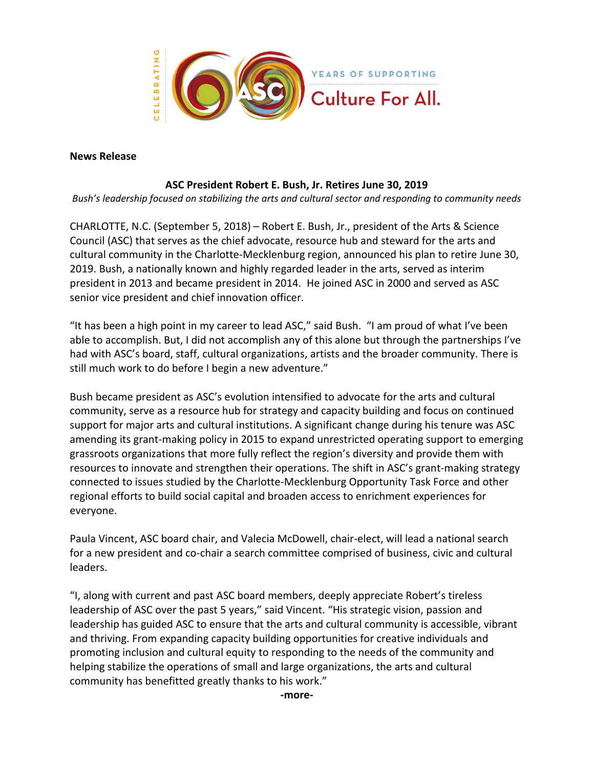CELEBRATING 60 YEARS OF SUPPORTING Culture For All.

**News Release**

**ASC President Robert E. Bush, Jr. Retires June 30, 2019**

*Bush's leadership focused on stabilizing the arts and cultural sector and responding to community needs*

CHARLOTTE, N.C. (September 5, 2018) – Robert E. Bush, Jr., president of the Arts & Science Council (ASC) that serves as the chief advocate, resource hub and steward for the arts and cultural community in the Charlotte-Mecklenburg region, announced his plan to retire June 30, 2019. Bush, a nationally known and highly regarded leader in the arts, served as interim president in 2013 and became president in 2014. He joined ASC in 2000 and served as ASC senior vice president and chief innovation officer.

"It has been a high point in my career to lead ASC," said Bush. "I am proud of what I've been able to accomplish. But, I did not accomplish any of this alone but through the partnerships I've had with ASC's board, staff, cultural organizations, artists and the broader community. There is still much work to do before I begin a new adventure."

Bush became president as ASC's evolution intensified to advocate for the arts and cultural community, serve as a resource hub for strategy and capacity building and focus on continued support for major arts and cultural institutions. A significant change during his tenure was ASC amending its grant-making policy in 2015 to expand unrestricted operating support to emerging grassroots organizations that more fully reflect the region's diversity and provide them with resources to innovate and strengthen their operations. The shift in ASC's grant-making strategy connected to issues studied by the Charlotte-Mecklenburg Opportunity Task Force and other regional efforts to build social capital and broaden access to enrichment experiences for everyone.

Paula Vincent, ASC board chair, and Valecia McDowell, chair-elect, will lead a national search for a new president and co-chair a search committee comprised of business, civic and cultural leaders.

"I, along with current and past ASC board members, deeply appreciate Robert's tireless leadership of ASC over the past 5 years," said Vincent. "His strategic vision, passion and leadership has guided ASC to ensure that the arts and cultural community is accessible, vibrant and thriving. From expanding capacity building opportunities for creative individuals and promoting inclusion and cultural equity to responding to the needs of the community and helping stabilize the operations of small and large organizations, the arts and cultural community has benefitted greatly thanks to his work."

**-more-**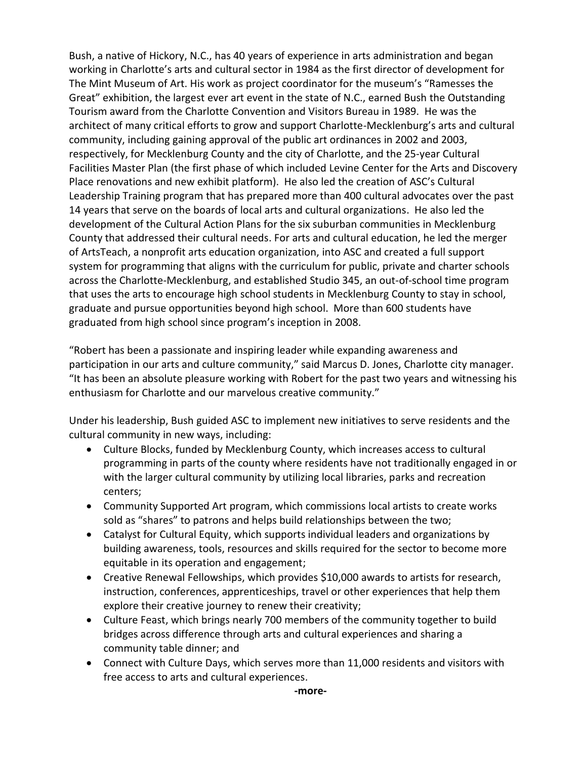Bush, a native of Hickory, N.C., has 40 years of experience in arts administration and began working in Charlotte's arts and cultural sector in 1984 as the first director of development for The Mint Museum of Art. His work as project coordinator for the museum's "Ramesses the Great" exhibition, the largest ever art event in the state of N.C., earned Bush the Outstanding Tourism award from the Charlotte Convention and Visitors Bureau in 1989. He was the architect of many critical efforts to grow and support Charlotte-Mecklenburg's arts and cultural community, including gaining approval of the public art ordinances in 2002 and 2003, respectively, for Mecklenburg County and the city of Charlotte, and the 25-year Cultural Facilities Master Plan (the first phase of which included Levine Center for the Arts and Discovery Place renovations and new exhibit platform). He also led the creation of ASC's Cultural Leadership Training program that has prepared more than 400 cultural advocates over the past 14 years that serve on the boards of local arts and cultural organizations. He also led the development of the Cultural Action Plans for the six suburban communities in Mecklenburg County that addressed their cultural needs. For arts and cultural education, he led the merger of ArtsTeach, a nonprofit arts education organization, into ASC and created a full support system for programming that aligns with the curriculum for public, private and charter schools across the Charlotte-Mecklenburg, and established Studio 345, an out-of-school time program that uses the arts to encourage high school students in Mecklenburg County to stay in school, graduate and pursue opportunities beyond high school. More than 600 students have graduated from high school since program's inception in 2008.

"Robert has been a passionate and inspiring leader while expanding awareness and participation in our arts and culture community," said Marcus D. Jones, Charlotte city manager. "It has been an absolute pleasure working with Robert for the past two years and witnessing his enthusiasm for Charlotte and our marvelous creative community."

Under his leadership, Bush guided ASC to implement new initiatives to serve residents and the cultural community in new ways, including:

- Culture Blocks, funded by Mecklenburg County, which increases access to cultural programming in parts of the county where residents have not traditionally engaged in or with the larger cultural community by utilizing local libraries, parks and recreation centers;
- Community Supported Art program, which commissions local artists to create works sold as "shares" to patrons and helps build relationships between the two;
- Catalyst for Cultural Equity, which supports individual leaders and organizations by building awareness, tools, resources and skills required for the sector to become more equitable in its operation and engagement;
- Creative Renewal Fellowships, which provides $10,000 awards to artists for research, instruction, conferences, apprenticeships, travel or other experiences that help them explore their creative journey to renew their creativity;
- Culture Feast, which brings nearly 700 members of the community together to build bridges across difference through arts and cultural experiences and sharing a community table dinner; and
- Connect with Culture Days, which serves more than 11,000 residents and visitors with free access to arts and cultural experiences.

**-more-**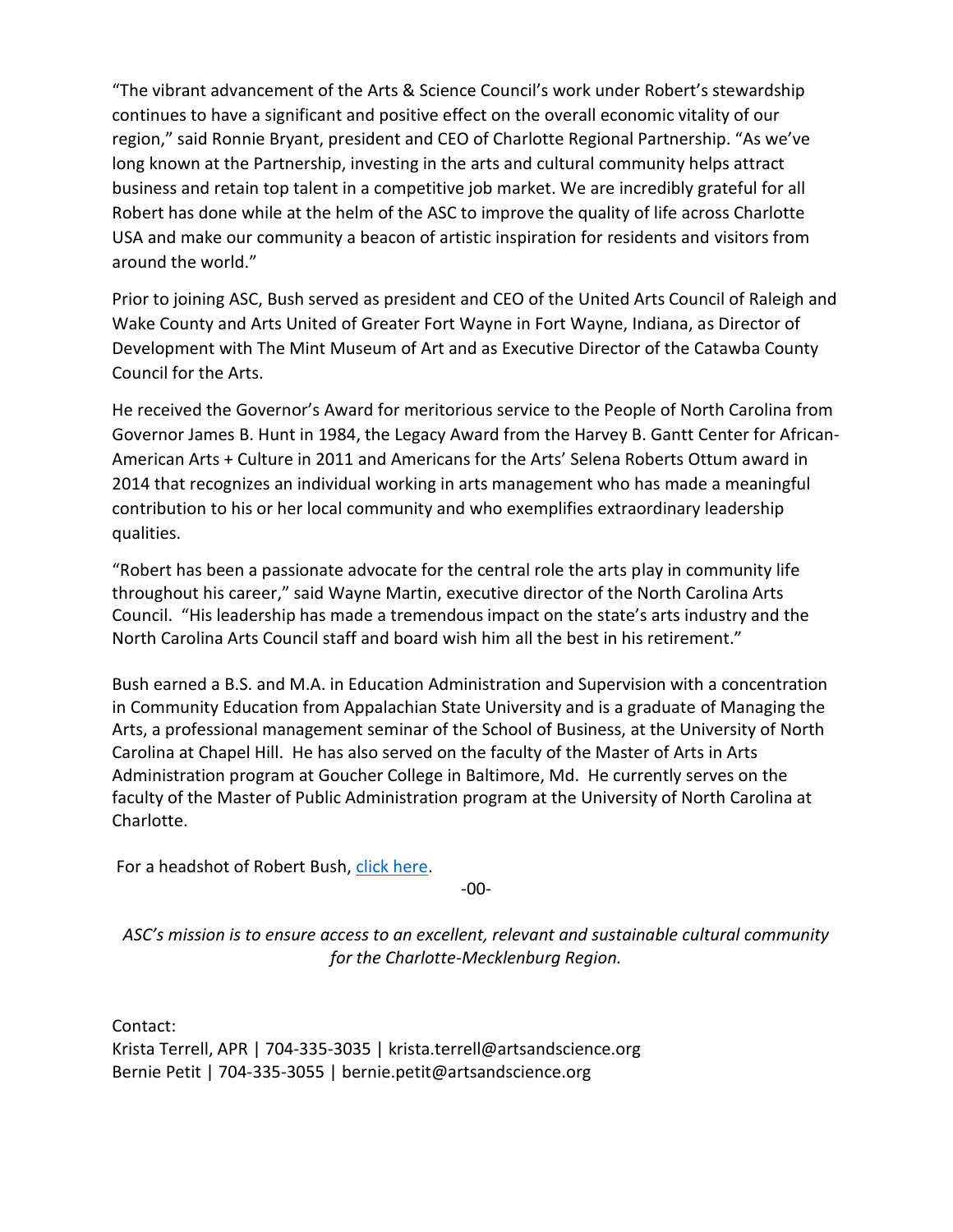"The vibrant advancement of the Arts & Science Council's work under Robert's stewardship continues to have a significant and positive effect on the overall economic vitality of our region," said Ronnie Bryant, president and CEO of Charlotte Regional Partnership. "As we've long known at the Partnership, investing in the arts and cultural community helps attract business and retain top talent in a competitive job market. We are incredibly grateful for all Robert has done while at the helm of the ASC to improve the quality of life across Charlotte USA and make our community a beacon of artistic inspiration for residents and visitors from around the world."

Prior to joining ASC, Bush served as president and CEO of the United Arts Council of Raleigh and Wake County and Arts United of Greater Fort Wayne in Fort Wayne, Indiana, as Director of Development with The Mint Museum of Art and as Executive Director of the Catawba County Council for the Arts.

He received the Governor's Award for meritorious service to the People of North Carolina from Governor James B. Hunt in 1984, the Legacy Award from the Harvey B. Gantt Center for African-American Arts + Culture in 2011 and Americans for the Arts' Selena Roberts Ottum award in 2014 that recognizes an individual working in arts management who has made a meaningful contribution to his or her local community and who exemplifies extraordinary leadership qualities.

"Robert has been a passionate advocate for the central role the arts play in community life throughout his career," said Wayne Martin, executive director of the North Carolina Arts Council. "His leadership has made a tremendous impact on the state's arts industry and the North Carolina Arts Council staff and board wish him all the best in his retirement."

Bush earned a B.S. and M.A. in Education Administration and Supervision with a concentration in Community Education from Appalachian State University and is a graduate of Managing the Arts, a professional management seminar of the School of Business, at the University of North Carolina at Chapel Hill. He has also served on the faculty of the Master of Arts in Arts Administration program at Goucher College in Baltimore, Md. He currently serves on the faculty of the Master of Public Administration program at the University of North Carolina at Charlotte.

For a headshot of Robert Bush, [click here].

-00-

*ASC's mission is to ensure access to an excellent, relevant and sustainable cultural community for the Charlotte-Mecklenburg Region.*

Contact:
Krista Terrell, APR | 704-335-3035 | krista.terrell@artsandscience.org
Bernie Petit | 704-335-3055 | bernie.petit@artsandscience.org